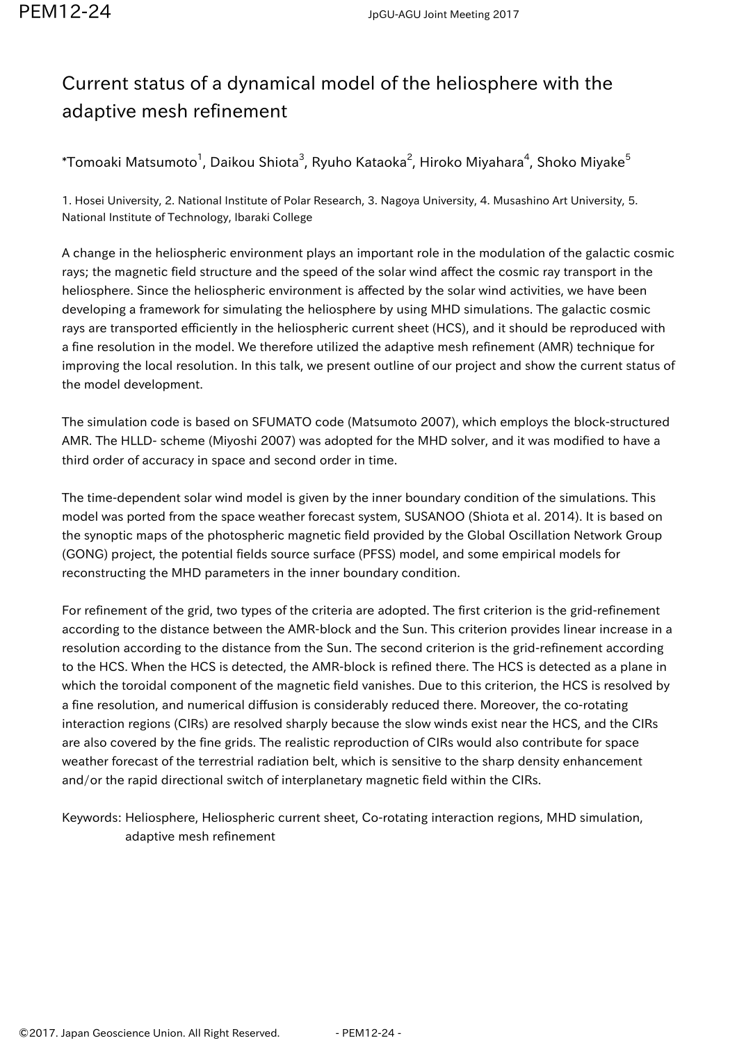# Current status of a dynamical model of the heliosphere with the adaptive mesh refinement

*Tomoaki Matsumoto[1], Daikou Shiota[3], Ryuho Kataoka[2], Hiroko Miyahara[4], Shoko Miyake[5]

1. Hosei University, 2. National Institute of Polar Research, 3. Nagoya University, 4. Musashino Art University, 5. National Institute of Technology, Ibaraki College

A change in the heliospheric environment plays an important role in the modulation of the galactic cosmic rays; the magnetic field structure and the speed of the solar wind affect the cosmic ray transport in the heliosphere. Since the heliospheric environment is affected by the solar wind activities, we have been developing a framework for simulating the heliosphere by using MHD simulations. The galactic cosmic rays are transported efficiently in the heliospheric current sheet (HCS), and it should be reproduced with a fine resolution in the model. We therefore utilized the adaptive mesh refinement (AMR) technique for improving the local resolution. In this talk, we present outline of our project and show the current status of the model development.

The simulation code is based on SFUMATO code (Matsumoto 2007), which employs the block-structured AMR. The HLLD- scheme (Miyoshi 2007) was adopted for the MHD solver, and it was modified to have a third order of accuracy in space and second order in time.

The time-dependent solar wind model is given by the inner boundary condition of the simulations. This model was ported from the space weather forecast system, SUSANOO (Shiota et al. 2014). It is based on the synoptic maps of the photospheric magnetic field provided by the Global Oscillation Network Group (GONG) project, the potential fields source surface (PFSS) model, and some empirical models for reconstructing the MHD parameters in the inner boundary condition.

For refinement of the grid, two types of the criteria are adopted. The first criterion is the grid-refinement according to the distance between the AMR-block and the Sun. This criterion provides linear increase in a resolution according to the distance from the Sun. The second criterion is the grid-refinement according to the HCS. When the HCS is detected, the AMR-block is refined there. The HCS is detected as a plane in which the toroidal component of the magnetic field vanishes. Due to this criterion, the HCS is resolved by a fine resolution, and numerical diffusion is considerably reduced there. Moreover, the co-rotating interaction regions (CIRs) are resolved sharply because the slow winds exist near the HCS, and the CIRs are also covered by the fine grids. The realistic reproduction of CIRs would also contribute for space weather forecast of the terrestrial radiation belt, which is sensitive to the sharp density enhancement and/or the rapid directional switch of interplanetary magnetic field within the CIRs.

Keywords: Heliosphere, Heliospheric current sheet, Co-rotating interaction regions, MHD simulation, adaptive mesh refinement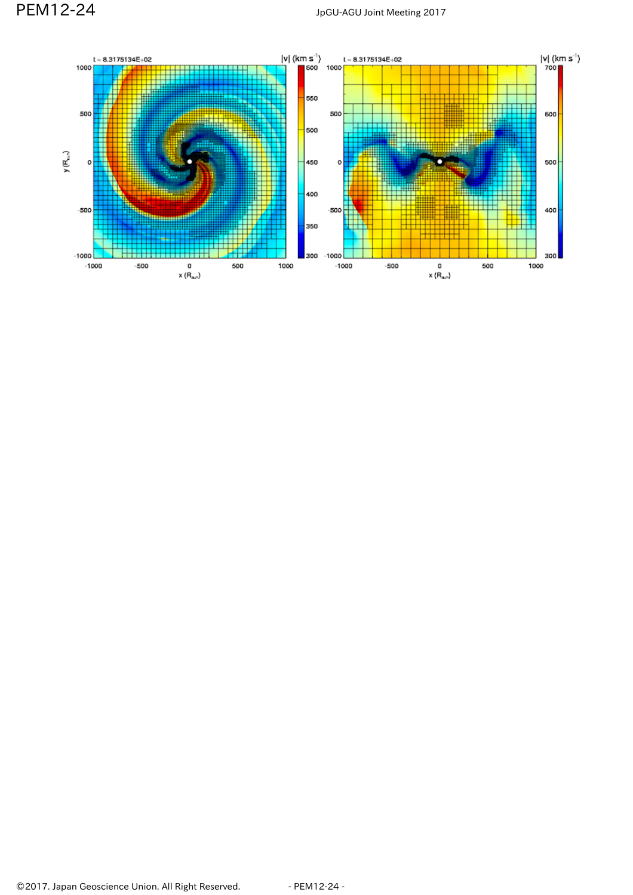t = 8.3175134E+02

|v| (km s$^{-1}$)

600
550
500
450
400
350
300

1000
500
0
-500
-1000

y ($R_{sun}$)

-1000 -500 0 500 1000

x ($R_{sun}$)

t = 8.3175134E+02

|v| (km s$^{-1}$)

700
600
500
400
300

1000
500
0
-500
-1000

-1000 -500 0 500 1000

x ($R_{sun}$)